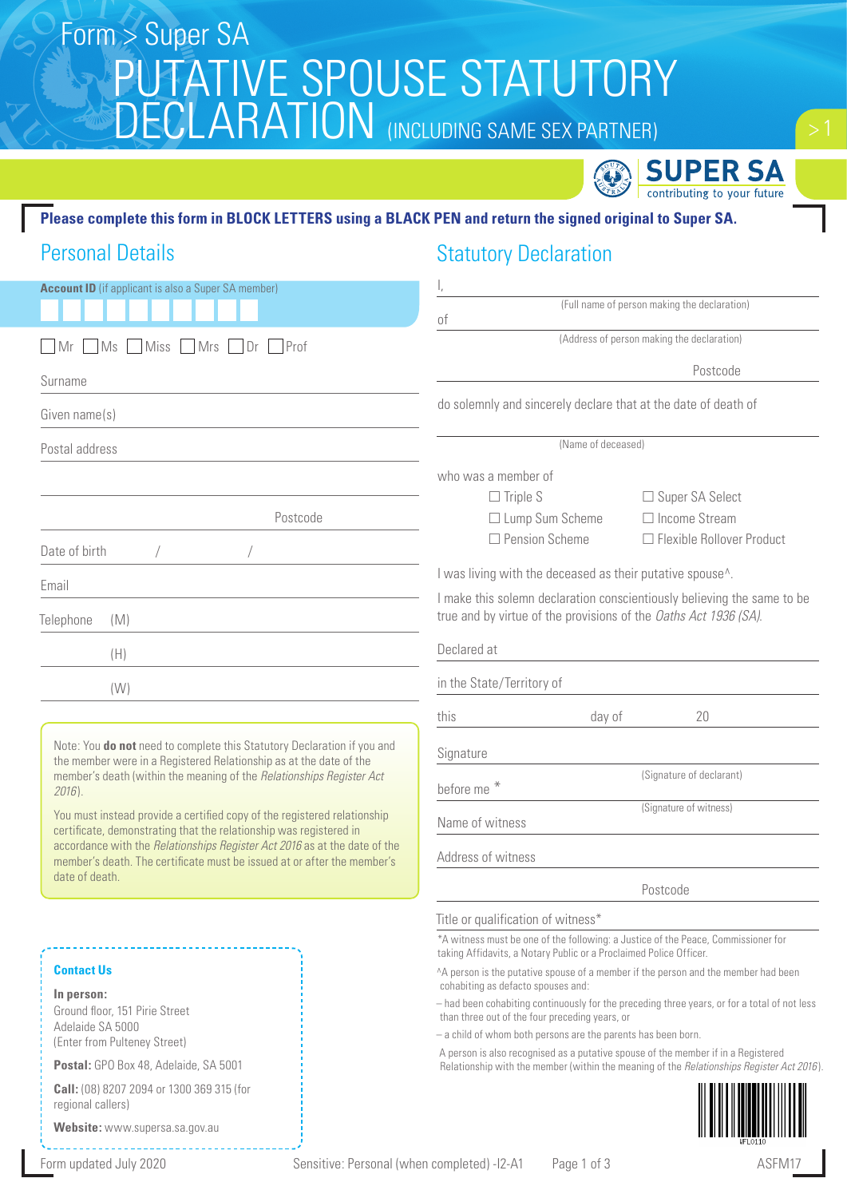Form > Super SA

# PUTATIVE SPOUSE STATUTORY DECLARATION (INCLUDING SAME SEX PARTNER)

SUPER SA
contributing to your future

**Please complete this form in BLOCK LETTERS using a BLACK PEN and return the signed original to Super SA.**

## Personal Details

**Account ID** (if applicant is also a Super SA member)

☐ Mr ☐ Ms ☐ Miss ☐ Mrs ☐ Dr ☐ Prof

Surname

Given name(s)

Postal address

Postcode

Date of birth / /

Email

Telephone (M)

(H)

(W)

Note: You **do not** need to complete this Statutory Declaration if you and the member were in a Registered Relationship as at the date of the member's death (within the meaning of the *Relationships Register Act 2016*).

You must instead provide a certified copy of the registered relationship certificate, demonstrating that the relationship was registered in accordance with the *Relationships Register Act 2016* as at the date of the member's death. The certificate must be issued at or after the member's date of death.

**Contact Us**

**In person:**
Ground floor, 151 Pirie Street
Adelaide SA 5000
(Enter from Pulteney Street)

**Postal:** GPO Box 48, Adelaide, SA 5001

**Call:** (08) 8207 2094 or 1300 369 315 (for regional callers)

**Website:** www.supersa.sa.gov.au

## Statutory Declaration

I,
(Full name of person making the declaration)

of
(Address of person making the declaration)

Postcode

do solemnly and sincerely declare that at the date of death of

(Name of deceased)

who was a member of

☐ Triple S ☐ Super SA Select
☐ Lump Sum Scheme ☐ Income Stream
☐ Pension Scheme ☐ Flexible Rollover Product

I was living with the deceased as their putative spouse^.

I make this solemn declaration conscientiously believing the same to be true and by virtue of the provisions of the *Oaths Act 1936 (SA)*.

Declared at

in the State/Territory of

this day of 20

Signature
(Signature of declarant)

before me *
(Signature of witness)

Name of witness

Address of witness

Postcode

Title or qualification of witness*

*A witness must be one of the following: a Justice of the Peace, Commissioner for taking Affidavits, a Notary Public or a Proclaimed Police Officer.

^A person is the putative spouse of a member if the person and the member had been cohabiting as defacto spouses and:

– had been cohabiting continuously for the preceding three years, or for a total of not less than three out of the four preceding years, or

– a child of whom both persons are the parents has been born.

A person is also recognised as a putative spouse of the member if in a Registered Relationship with the member (within the meaning of the *Relationships Register Act 2016*).

WFL0110

Form updated July 2020 Sensitive: Personal (when completed) -I2-A1 ASFM17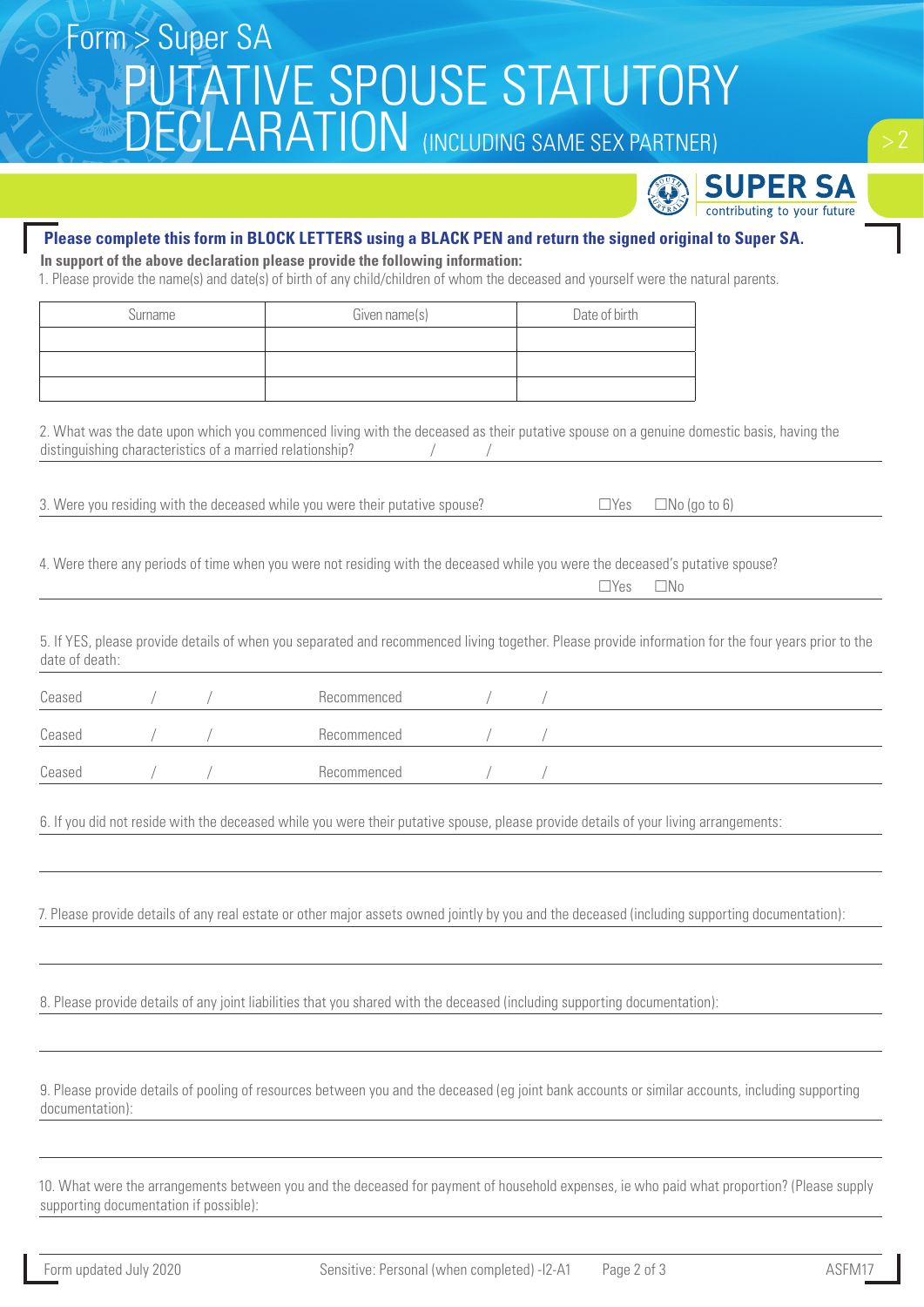# Form > Super SA
# PUTATIVE SPOUSE STATUTORY DECLARATION (INCLUDING SAME SEX PARTNER)

**SUPER SA** contributing to your future

**Please complete this form in BLOCK LETTERS using a BLACK PEN and return the signed original to Super SA.**

**In support of the above declaration please provide the following information:**

1. Please provide the name(s) and date(s) of birth of any child/children of whom the deceased and yourself were the natural parents.

| Surname | Given name(s) | Date of birth |
|---|---|---|
| | | |
| | | |
| | | |

2. What was the date upon which you commenced living with the deceased as their putative spouse on a genuine domestic basis, having the distinguishing characteristics of a married relationship? / /

3. Were you residing with the deceased while you were their putative spouse? ☐Yes ☐No (go to 6)

4. Were there any periods of time when you were not residing with the deceased while you were the deceased's putative spouse? ☐Yes ☐No

5. If YES, please provide details of when you separated and recommenced living together. Please provide information for the four years prior to the date of death:

Ceased / / Recommenced / /

Ceased / / Recommenced / /

Ceased / / Recommenced / /

6. If you did not reside with the deceased while you were their putative spouse, please provide details of your living arrangements:

7. Please provide details of any real estate or other major assets owned jointly by you and the deceased (including supporting documentation):

8. Please provide details of any joint liabilities that you shared with the deceased (including supporting documentation):

9. Please provide details of pooling of resources between you and the deceased (eg joint bank accounts or similar accounts, including supporting documentation):

10. What were the arrangements between you and the deceased for payment of household expenses, ie who paid what proportion? (Please supply supporting documentation if possible):

Form updated July 2020 Sensitive: Personal (when completed) -I2-A1 ASFM17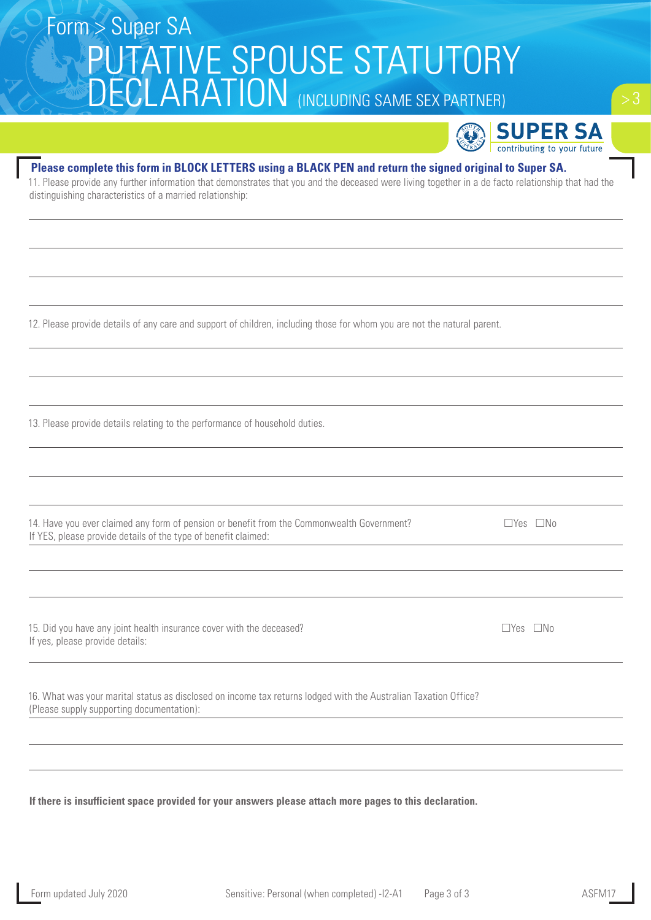Form > Super SA

# PUTATIVE SPOUSE STATUTORY DECLARATION (INCLUDING SAME SEX PARTNER)

**SUPER SA** contributing to your future

**Please complete this form in BLOCK LETTERS using a BLACK PEN and return the signed original to Super SA.**

11. Please provide any further information that demonstrates that you and the deceased were living together in a de facto relationship that had the distinguishing characteristics of a married relationship:

12. Please provide details of any care and support of children, including those for whom you are not the natural parent.

13. Please provide details relating to the performance of household duties.

14. Have you ever claimed any form of pension or benefit from the Commonwealth Government? ☐Yes ☐No
If YES, please provide details of the type of benefit claimed:

15. Did you have any joint health insurance cover with the deceased? ☐Yes ☐No
If yes, please provide details:

16. What was your marital status as disclosed on income tax returns lodged with the Australian Taxation Office?
(Please supply supporting documentation):

**If there is insufficient space provided for your answers please attach more pages to this declaration.**

Form updated July 2020 Sensitive: Personal (when completed) -I2-A1 ASFM17